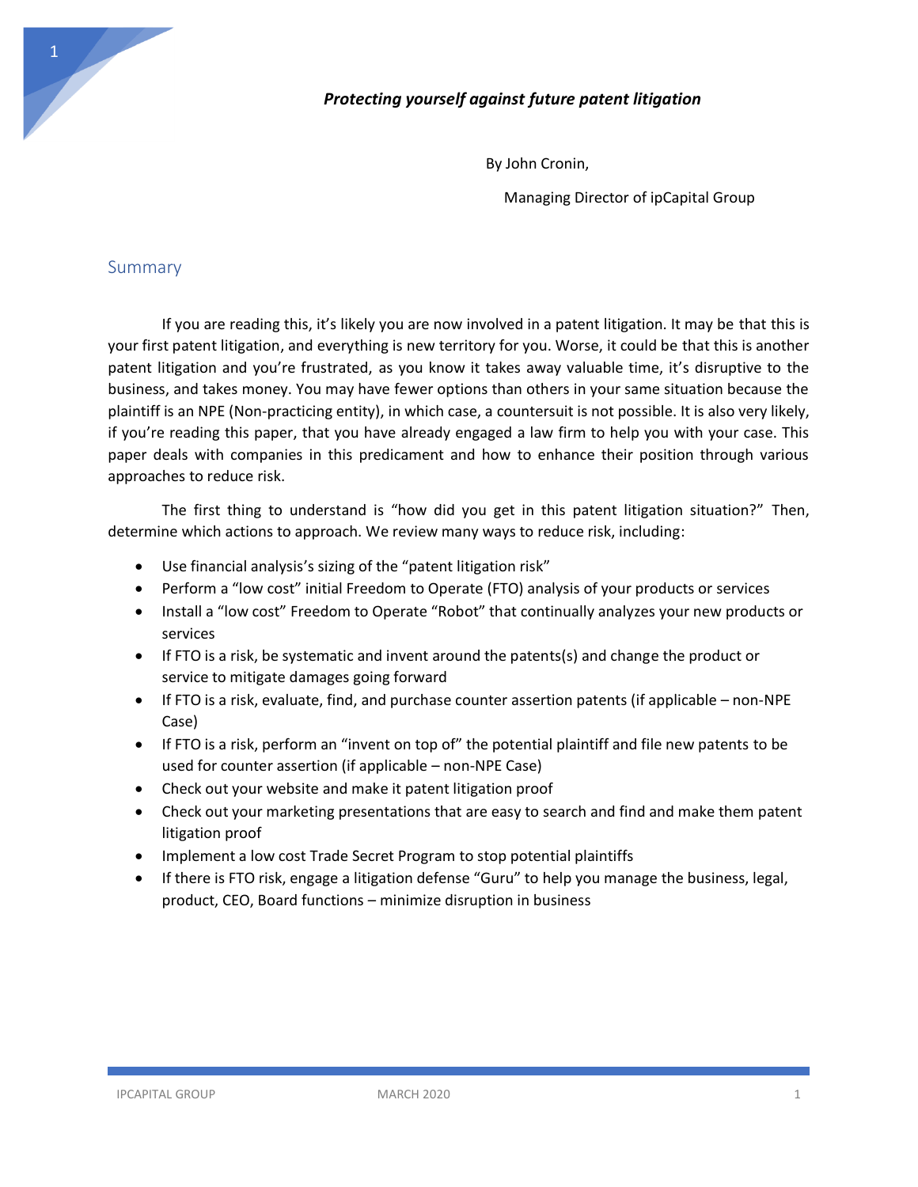***Protecting yourself against future patent litigation***

By John Cronin,

Managing Director of ipCapital Group

## Summary

If you are reading this, it's likely you are now involved in a patent litigation. It may be that this is your first patent litigation, and everything is new territory for you. Worse, it could be that this is another patent litigation and you're frustrated, as you know it takes away valuable time, it's disruptive to the business, and takes money. You may have fewer options than others in your same situation because the plaintiff is an NPE (Non-practicing entity), in which case, a countersuit is not possible. It is also very likely, if you're reading this paper, that you have already engaged a law firm to help you with your case. This paper deals with companies in this predicament and how to enhance their position through various approaches to reduce risk.

The first thing to understand is "how did you get in this patent litigation situation?" Then, determine which actions to approach. We review many ways to reduce risk, including:

- Use financial analysis's sizing of the "patent litigation risk"
- Perform a "low cost" initial Freedom to Operate (FTO) analysis of your products or services
- Install a "low cost" Freedom to Operate "Robot" that continually analyzes your new products or services
- If FTO is a risk, be systematic and invent around the patents(s) and change the product or service to mitigate damages going forward
- If FTO is a risk, evaluate, find, and purchase counter assertion patents (if applicable – non-NPE Case)
- If FTO is a risk, perform an "invent on top of" the potential plaintiff and file new patents to be used for counter assertion (if applicable – non-NPE Case)
- Check out your website and make it patent litigation proof
- Check out your marketing presentations that are easy to search and find and make them patent litigation proof
- Implement a low cost Trade Secret Program to stop potential plaintiffs
- If there is FTO risk, engage a litigation defense "Guru" to help you manage the business, legal, product, CEO, Board functions – minimize disruption in business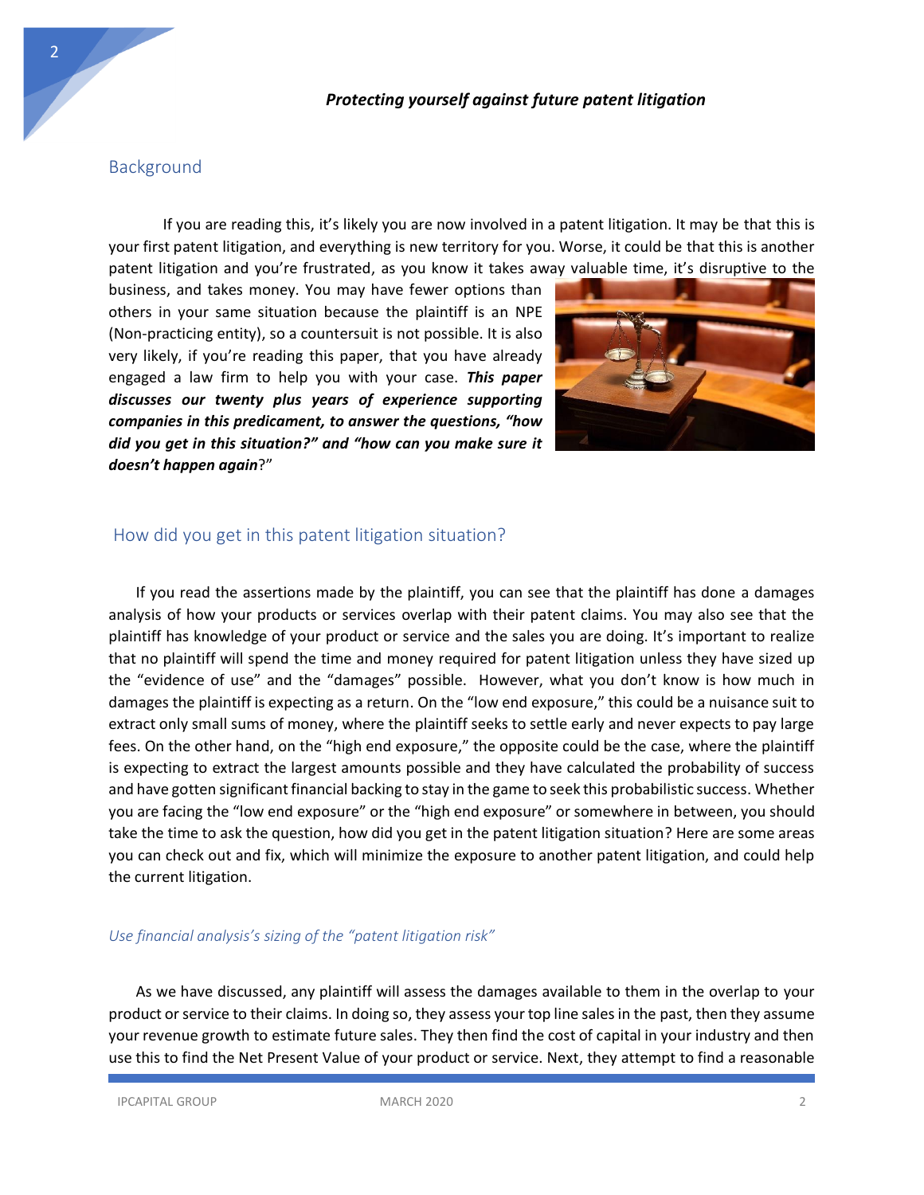*Protecting yourself against future patent litigation*

## Background

If you are reading this, it's likely you are now involved in a patent litigation. It may be that this is your first patent litigation, and everything is new territory for you. Worse, it could be that this is another patent litigation and you're frustrated, as you know it takes away valuable time, it's disruptive to the business, and takes money. You may have fewer options than others in your same situation because the plaintiff is an NPE (Non-practicing entity), so a countersuit is not possible. It is also very likely, if you're reading this paper, that you have already engaged a law firm to help you with your case. ***This paper discusses our twenty plus years of experience supporting companies in this predicament, to answer the questions, "how did you get in this situation?" and "how can you make sure it doesn't happen again*?"

## How did you get in this patent litigation situation?

If you read the assertions made by the plaintiff, you can see that the plaintiff has done a damages analysis of how your products or services overlap with their patent claims. You may also see that the plaintiff has knowledge of your product or service and the sales you are doing. It's important to realize that no plaintiff will spend the time and money required for patent litigation unless they have sized up the "evidence of use" and the "damages" possible. However, what you don't know is how much in damages the plaintiff is expecting as a return. On the "low end exposure," this could be a nuisance suit to extract only small sums of money, where the plaintiff seeks to settle early and never expects to pay large fees. On the other hand, on the "high end exposure," the opposite could be the case, where the plaintiff is expecting to extract the largest amounts possible and they have calculated the probability of success and have gotten significant financial backing to stay in the game to seek this probabilistic success. Whether you are facing the "low end exposure" or the "high end exposure" or somewhere in between, you should take the time to ask the question, how did you get in the patent litigation situation? Here are some areas you can check out and fix, which will minimize the exposure to another patent litigation, and could help the current litigation.

### *Use financial analysis's sizing of the "patent litigation risk"*

As we have discussed, any plaintiff will assess the damages available to them in the overlap to your product or service to their claims. In doing so, they assess your top line sales in the past, then they assume your revenue growth to estimate future sales. They then find the cost of capital in your industry and then use this to find the Net Present Value of your product or service. Next, they attempt to find a reasonable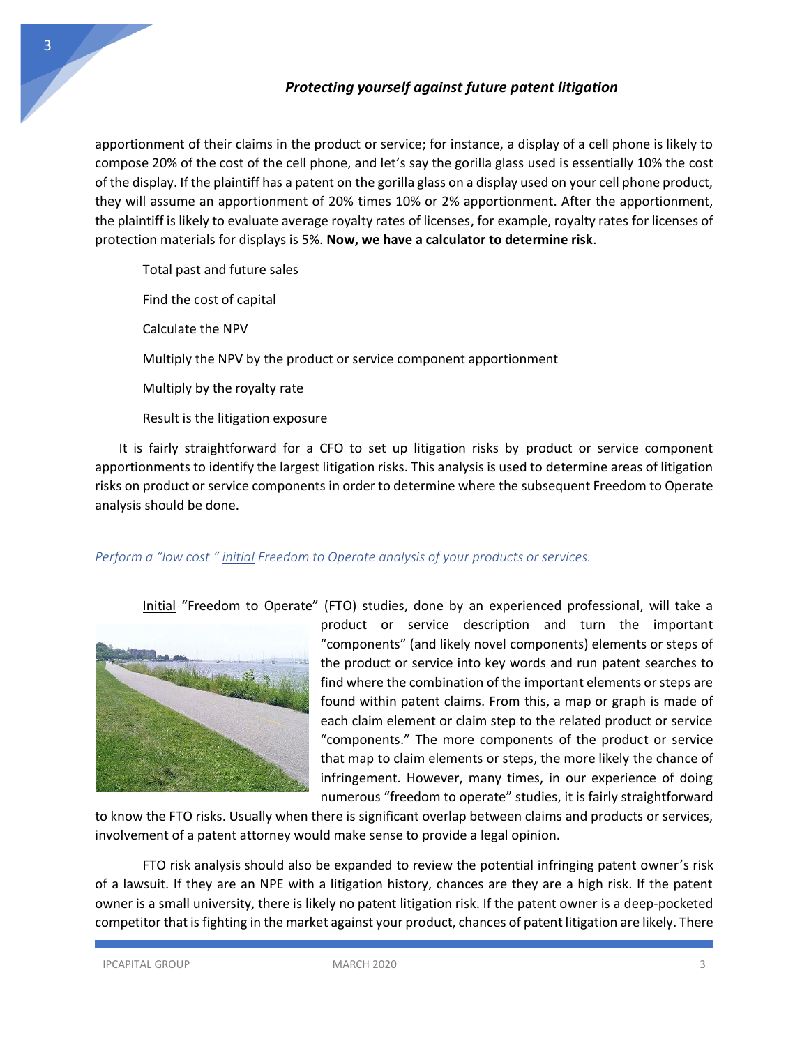apportionment of their claims in the product or service; for instance, a display of a cell phone is likely to compose 20% of the cost of the cell phone, and let's say the gorilla glass used is essentially 10% the cost of the display. If the plaintiff has a patent on the gorilla glass on a display used on your cell phone product, they will assume an apportionment of 20% times 10% or 2% apportionment. After the apportionment, the plaintiff is likely to evaluate average royalty rates of licenses, for example, royalty rates for licenses of protection materials for displays is 5%. **Now, we have a calculator to determine risk**.

Total past and future sales

Find the cost of capital

Calculate the NPV

Multiply the NPV by the product or service component apportionment

Multiply by the royalty rate

Result is the litigation exposure

It is fairly straightforward for a CFO to set up litigation risks by product or service component apportionments to identify the largest litigation risks. This analysis is used to determine areas of litigation risks on product or service components in order to determine where the subsequent Freedom to Operate analysis should be done.

### *Perform a "low cost " initial Freedom to Operate analysis of your products or services.*

Initial "Freedom to Operate" (FTO) studies, done by an experienced professional, will take a product or service description and turn the important "components" (and likely novel components) elements or steps of the product or service into key words and run patent searches to find where the combination of the important elements or steps are found within patent claims. From this, a map or graph is made of each claim element or claim step to the related product or service "components." The more components of the product or service that map to claim elements or steps, the more likely the chance of infringement. However, many times, in our experience of doing numerous "freedom to operate" studies, it is fairly straightforward to know the FTO risks. Usually when there is significant overlap between claims and products or services, involvement of a patent attorney would make sense to provide a legal opinion.

FTO risk analysis should also be expanded to review the potential infringing patent owner's risk of a lawsuit. If they are an NPE with a litigation history, chances are they are a high risk. If the patent owner is a small university, there is likely no patent litigation risk. If the patent owner is a deep-pocketed competitor that is fighting in the market against your product, chances of patent litigation are likely. There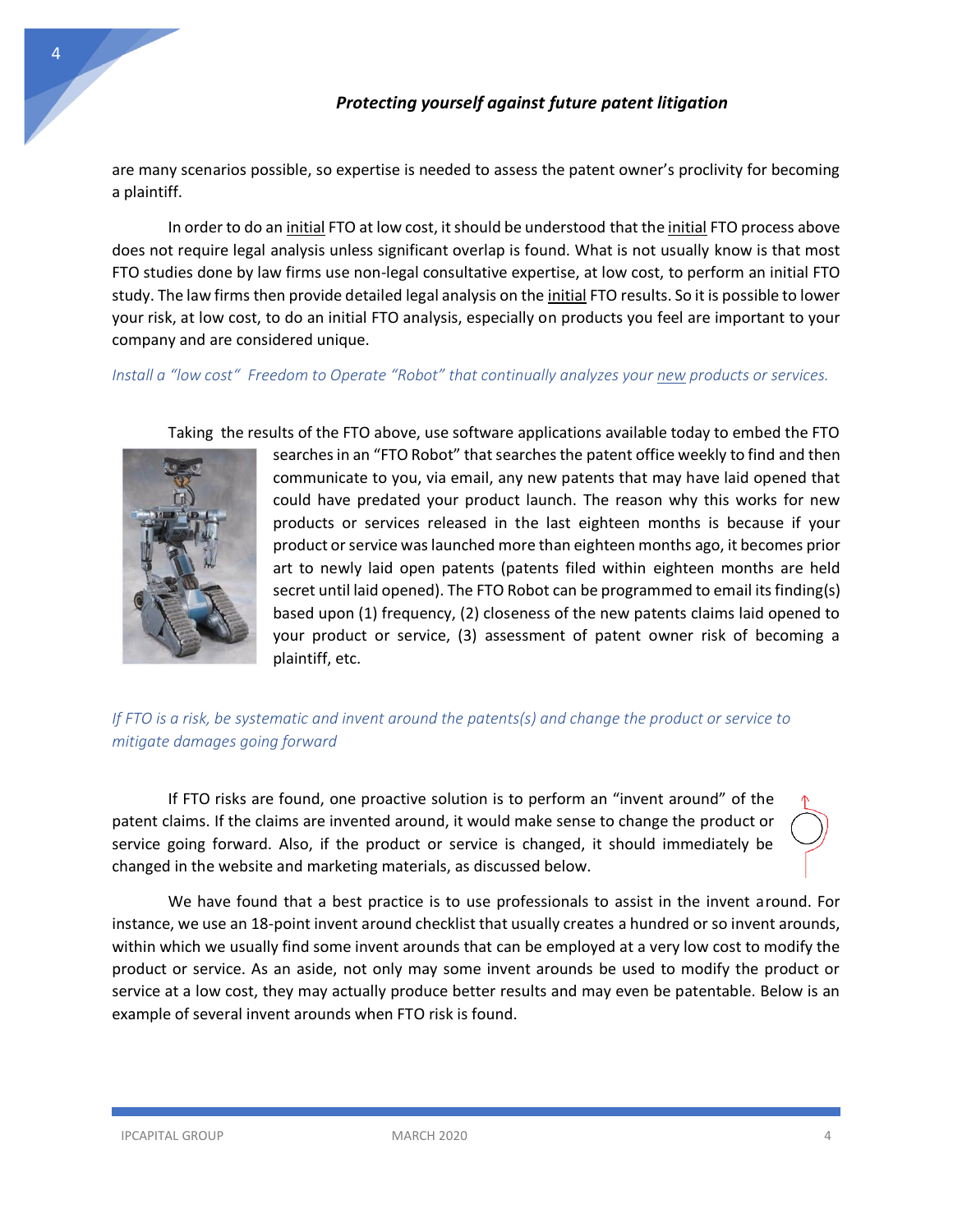are many scenarios possible, so expertise is needed to assess the patent owner's proclivity for becoming a plaintiff.

In order to do an <u>initial</u> FTO at low cost, it should be understood that the <u>initial</u> FTO process above does not require legal analysis unless significant overlap is found. What is not usually know is that most FTO studies done by law firms use non-legal consultative expertise, at low cost, to perform an initial FTO study. The law firms then provide detailed legal analysis on the <u>initial</u> FTO results. So it is possible to lower your risk, at low cost, to do an initial FTO analysis, especially on products you feel are important to your company and are considered unique.

*Install a "low cost" Freedom to Operate "Robot" that continually analyzes your <u>new</u> products or services.*

Taking the results of the FTO above, use software applications available today to embed the FTO searches in an "FTO Robot" that searches the patent office weekly to find and then communicate to you, via email, any new patents that may have laid opened that could have predated your product launch. The reason why this works for new products or services released in the last eighteen months is because if your product or service was launched more than eighteen months ago, it becomes prior art to newly laid open patents (patents filed within eighteen months are held secret until laid opened). The FTO Robot can be programmed to email its finding(s) based upon (1) frequency, (2) closeness of the new patents claims laid opened to your product or service, (3) assessment of patent owner risk of becoming a plaintiff, etc.

*If FTO is a risk, be systematic and invent around the patents(s) and change the product or service to mitigate damages going forward*

If FTO risks are found, one proactive solution is to perform an "invent around" of the patent claims. If the claims are invented around, it would make sense to change the product or service going forward. Also, if the product or service is changed, it should immediately be changed in the website and marketing materials, as discussed below.

We have found that a best practice is to use professionals to assist in the invent around. For instance, we use an 18-point invent around checklist that usually creates a hundred or so invent arounds, within which we usually find some invent arounds that can be employed at a very low cost to modify the product or service. As an aside, not only may some invent arounds be used to modify the product or service at a low cost, they may actually produce better results and may even be patentable. Below is an example of several invent arounds when FTO risk is found.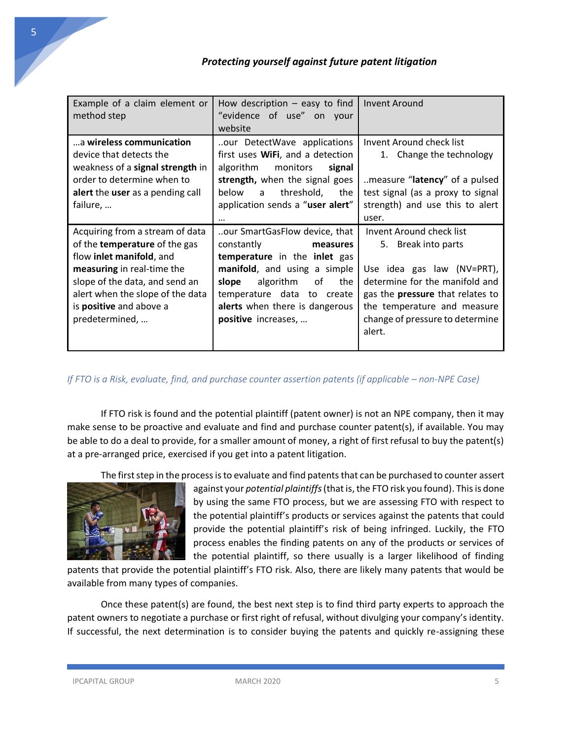*Protecting yourself against future patent litigation*

| Example of a claim element or method step | How description – easy to find "evidence of use" on your website | Invent Around |
|---|---|---|
| …a **wireless communication** device that detects the weakness of a **signal strength** in order to determine when to **alert** the **user** as a pending call failure, … | ..our DetectWave applications first uses **WiFi**, and a detection algorithm monitors **signal strength,** when the signal goes below a threshold, the application sends a "**user alert**" … | Invent Around check list<br>1. Change the technology<br><br>..measure "**latency**" of a pulsed test signal (as a proxy to signal strength) and use this to alert user. |
| Acquiring from a stream of data of the **temperature** of the gas flow **inlet manifold**, and **measuring** in real-time the slope of the data, and send an alert when the slope of the data is **positive** and above a predetermined, … | ..our SmartGasFlow device, that constantly **measures temperature** in the **inlet** gas **manifold**, and using a simple **slope** algorithm of the temperature data to create **alerts** when there is dangerous **positive** increases, … | Invent Around check list<br>5. Break into parts<br><br>Use idea gas law (NV=PRT), determine for the manifold and gas the **pressure** that relates to the temperature and measure change of pressure to determine alert. |

*If FTO is a Risk, evaluate, find, and purchase counter assertion patents (if applicable – non-NPE Case)*

If FTO risk is found and the potential plaintiff (patent owner) is not an NPE company, then it may make sense to be proactive and evaluate and find and purchase counter patent(s), if available. You may be able to do a deal to provide, for a smaller amount of money, a right of first refusal to buy the patent(s) at a pre-arranged price, exercised if you get into a patent litigation.

The first step in the process is to evaluate and find patents that can be purchased to counter assert against your *potential plaintiffs* (that is, the FTO risk you found). This is done by using the same FTO process, but we are assessing FTO with respect to the potential plaintiff's products or services against the patents that could provide the potential plaintiff's risk of being infringed. Luckily, the FTO process enables the finding patents on any of the products or services of the potential plaintiff, so there usually is a larger likelihood of finding patents that provide the potential plaintiff's FTO risk. Also, there are likely many patents that would be available from many types of companies.

Once these patent(s) are found, the best next step is to find third party experts to approach the patent owners to negotiate a purchase or first right of refusal, without divulging your company's identity. If successful, the next determination is to consider buying the patents and quickly re-assigning these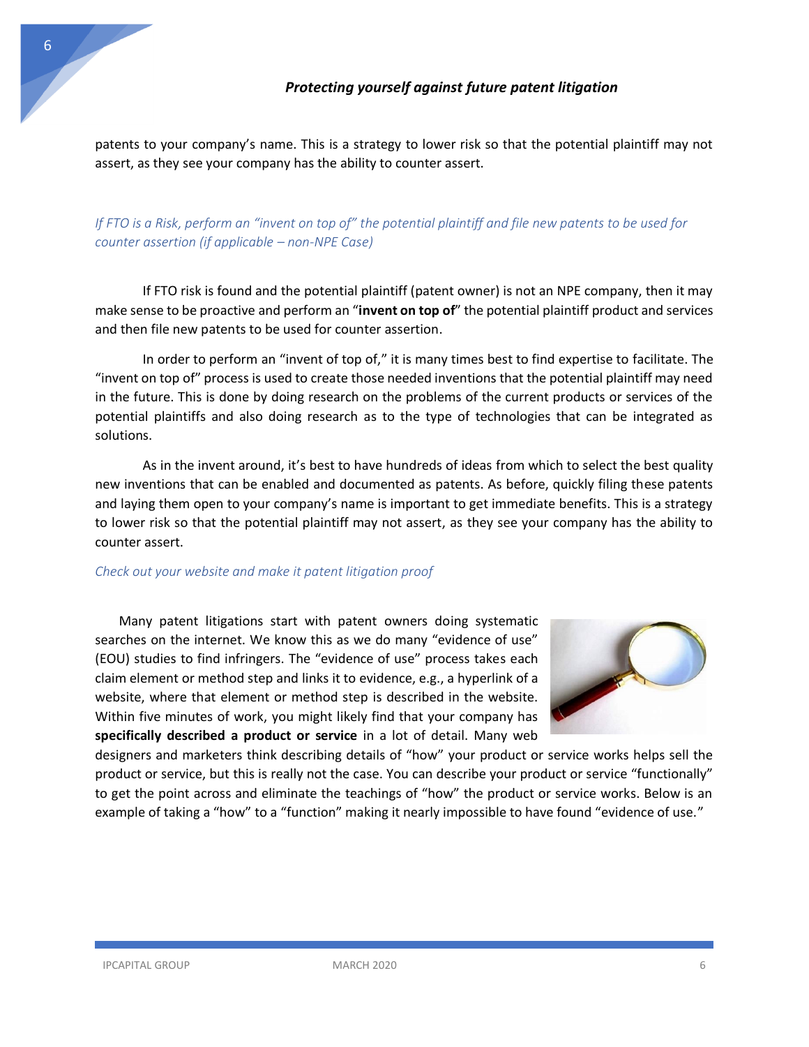patents to your company's name. This is a strategy to lower risk so that the potential plaintiff may not assert, as they see your company has the ability to counter assert.

### *If FTO is a Risk, perform an "invent on top of" the potential plaintiff and file new patents to be used for counter assertion (if applicable – non-NPE Case)*

If FTO risk is found and the potential plaintiff (patent owner) is not an NPE company, then it may make sense to be proactive and perform an "**invent on top of**" the potential plaintiff product and services and then file new patents to be used for counter assertion.

In order to perform an "invent of top of," it is many times best to find expertise to facilitate. The "invent on top of" process is used to create those needed inventions that the potential plaintiff may need in the future. This is done by doing research on the problems of the current products or services of the potential plaintiffs and also doing research as to the type of technologies that can be integrated as solutions.

As in the invent around, it's best to have hundreds of ideas from which to select the best quality new inventions that can be enabled and documented as patents. As before, quickly filing these patents and laying them open to your company's name is important to get immediate benefits. This is a strategy to lower risk so that the potential plaintiff may not assert, as they see your company has the ability to counter assert.

### *Check out your website and make it patent litigation proof*

Many patent litigations start with patent owners doing systematic searches on the internet. We know this as we do many "evidence of use" (EOU) studies to find infringers. The "evidence of use" process takes each claim element or method step and links it to evidence, e.g., a hyperlink of a website, where that element or method step is described in the website. Within five minutes of work, you might likely find that your company has **specifically described a product or service** in a lot of detail. Many web designers and marketers think describing details of "how" your product or service works helps sell the product or service, but this is really not the case. You can describe your product or service "functionally" to get the point across and eliminate the teachings of "how" the product or service works. Below is an example of taking a "how" to a "function" making it nearly impossible to have found "evidence of use."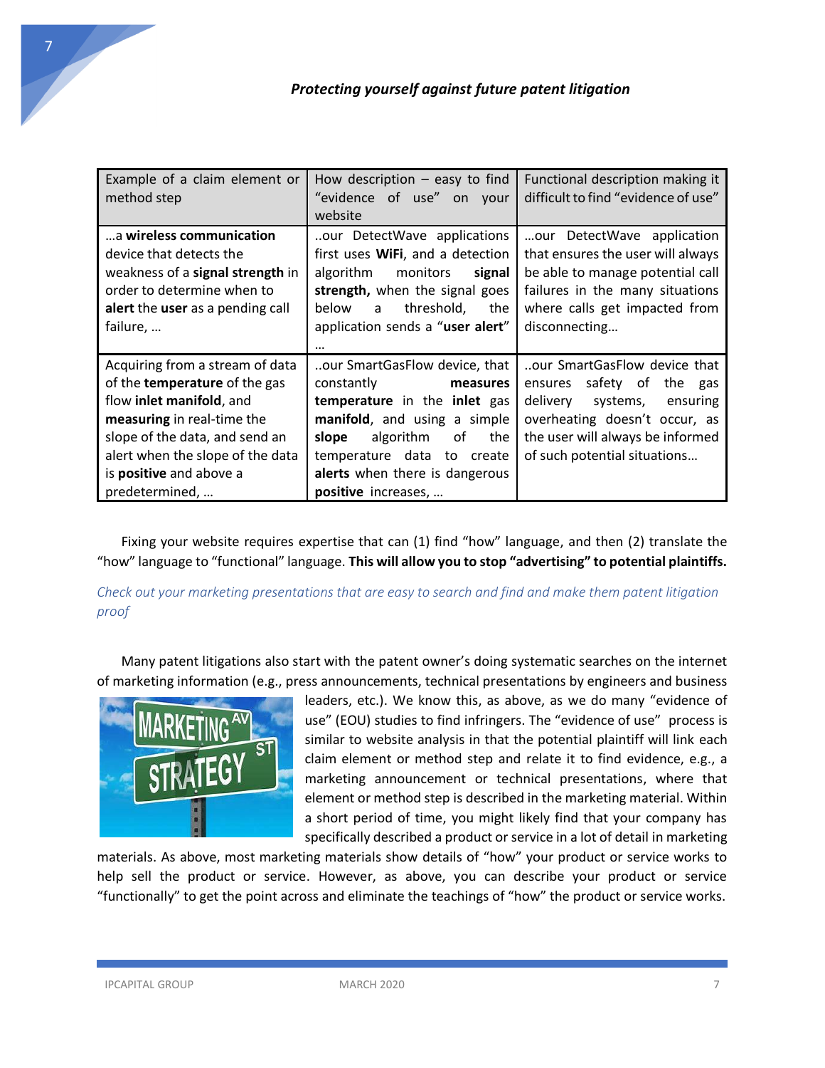| Example of a claim element or method step | How description – easy to find "evidence of use" on your website | Functional description making it difficult to find "evidence of use" |
|---|---|---|
| …a **wireless communication** device that detects the weakness of a **signal strength** in order to determine when to **alert** the **user** as a pending call failure, … | ..our DetectWave applications first uses **WiFi**, and a detection algorithm monitors **signal strength,** when the signal goes below a threshold, the application sends a "**user alert**" … | …our DetectWave application that ensures the user will always be able to manage potential call failures in the many situations where calls get impacted from disconnecting… |
| Acquiring from a stream of data of the **temperature** of the gas flow **inlet manifold**, and **measuring** in real-time the slope of the data, and send an alert when the slope of the data is **positive** and above a predetermined, … | ..our SmartGasFlow device, that constantly **measures temperature** in the **inlet** gas **manifold**, and using a simple **slope** algorithm of the temperature data to create **alerts** when there is dangerous **positive** increases, … | ..our SmartGasFlow device that ensures safety of the gas delivery systems, ensuring overheating doesn't occur, as the user will always be informed of such potential situations… |

Fixing your website requires expertise that can (1) find "how" language, and then (2) translate the "how" language to "functional" language. **This will allow you to stop "advertising" to potential plaintiffs.**

*Check out your marketing presentations that are easy to search and find and make them patent litigation proof*

Many patent litigations also start with the patent owner's doing systematic searches on the internet of marketing information (e.g., press announcements, technical presentations by engineers and business leaders, etc.). We know this, as above, as we do many "evidence of use" (EOU) studies to find infringers. The "evidence of use" process is similar to website analysis in that the potential plaintiff will link each claim element or method step and relate it to find evidence, e.g., a marketing announcement or technical presentations, where that element or method step is described in the marketing material. Within a short period of time, you might likely find that your company has specifically described a product or service in a lot of detail in marketing materials. As above, most marketing materials show details of "how" your product or service works to help sell the product or service. However, as above, you can describe your product or service "functionally" to get the point across and eliminate the teachings of "how" the product or service works.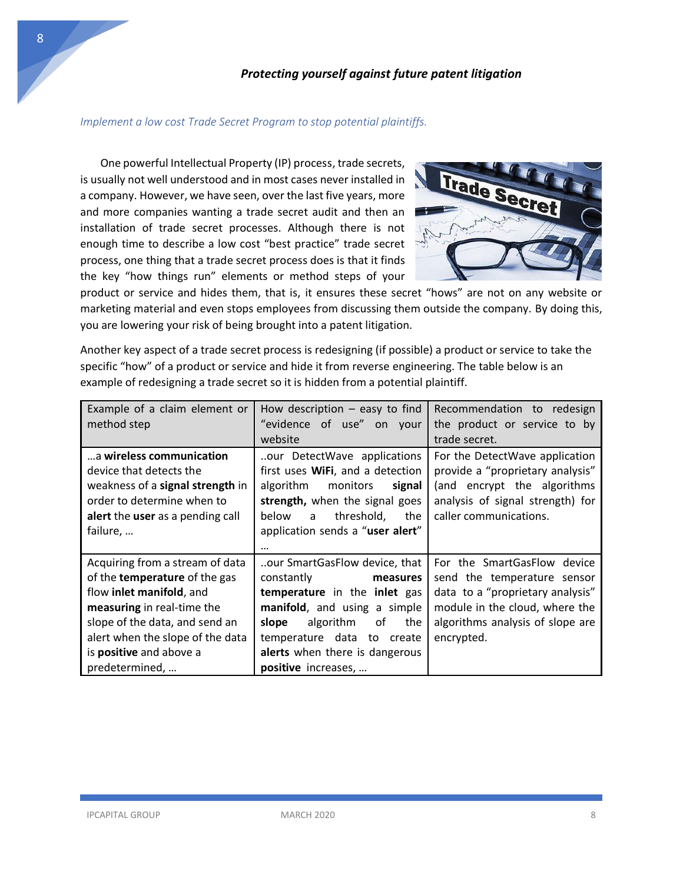## *Protecting yourself against future patent litigation*

*Implement a low cost Trade Secret Program to stop potential plaintiffs.*

One powerful Intellectual Property (IP) process, trade secrets, is usually not well understood and in most cases never installed in a company. However, we have seen, over the last five years, more and more companies wanting a trade secret audit and then an installation of trade secret processes. Although there is not enough time to describe a low cost "best practice" trade secret process, one thing that a trade secret process does is that it finds the key "how things run" elements or method steps of your product or service and hides them, that is, it ensures these secret "hows" are not on any website or marketing material and even stops employees from discussing them outside the company. By doing this, you are lowering your risk of being brought into a patent litigation.

Another key aspect of a trade secret process is redesigning (if possible) a product or service to take the specific "how" of a product or service and hide it from reverse engineering. The table below is an example of redesigning a trade secret so it is hidden from a potential plaintiff.

| Example of a claim element or method step | How description – easy to find "evidence of use" on your website | Recommendation to redesign the product or service to by trade secret. |
|---|---|---|
| …a **wireless communication** device that detects the weakness of a **signal strength** in order to determine when to **alert** the **user** as a pending call failure, … | ..our DetectWave applications first uses **WiFi**, and a detection algorithm monitors **signal strength,** when the signal goes below a threshold, the application sends a "**user alert**" … | For the DetectWave application provide a "proprietary analysis" (and encrypt the algorithms analysis of signal strength) for caller communications. |
| Acquiring from a stream of data of the **temperature** of the gas flow **inlet manifold**, and **measuring** in real-time the slope of the data, and send an alert when the slope of the data is **positive** and above a predetermined, … | ..our SmartGasFlow device, that constantly **measures temperature** in the **inlet** gas **manifold**, and using a simple **slope** algorithm of the temperature data to create **alerts** when there is dangerous **positive** increases, … | For the SmartGasFlow device send the temperature sensor data to a "proprietary analysis" module in the cloud, where the algorithms analysis of slope are encrypted. |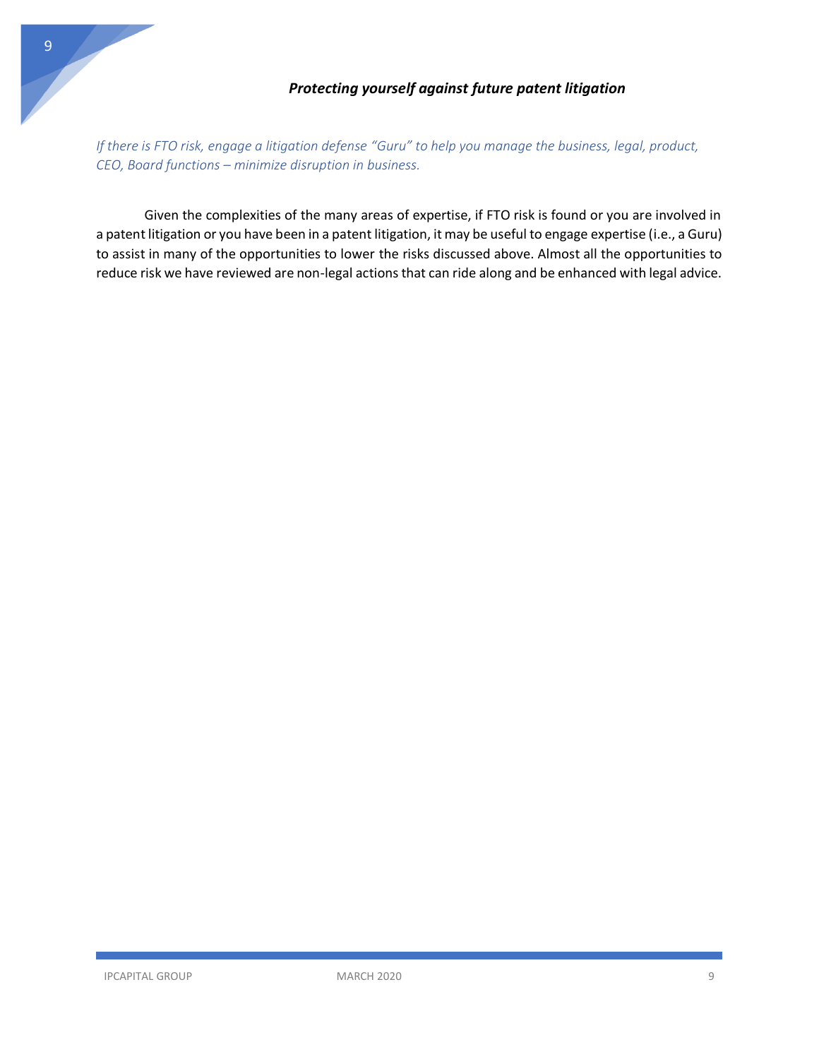### ***Protecting yourself against future patent litigation***

*If there is FTO risk, engage a litigation defense "Guru" to help you manage the business, legal, product, CEO, Board functions – minimize disruption in business.*

Given the complexities of the many areas of expertise, if FTO risk is found or you are involved in a patent litigation or you have been in a patent litigation, it may be useful to engage expertise (i.e., a Guru) to assist in many of the opportunities to lower the risks discussed above. Almost all the opportunities to reduce risk we have reviewed are non-legal actions that can ride along and be enhanced with legal advice.